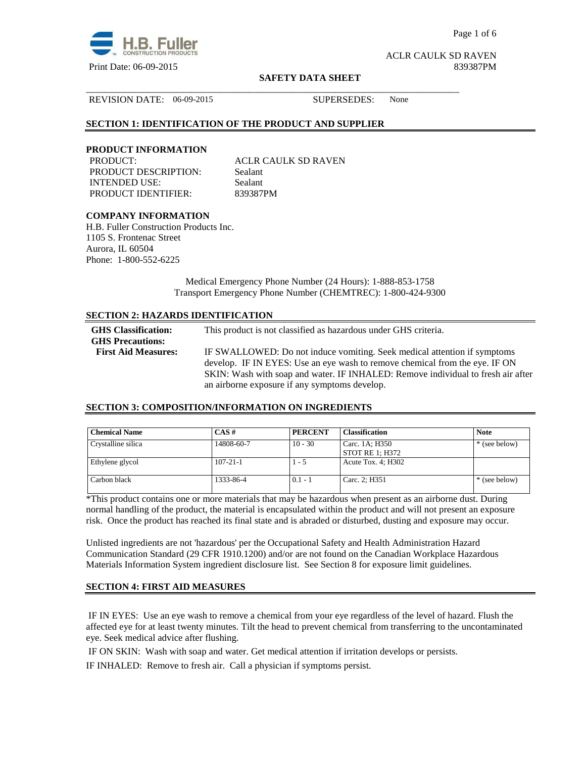ACLR CAULK SD RAVEN

Print Date: 06-09-2015 839387PM

**SAFETY DATA SHEET**

REVISION DATE: 06-09-2015 SUPERSEDES: None

## SECTION 1: IDENTIFICATION OF THE PRODUCT AND SUPPLIER

### PRODUCT INFORMATION

PRODUCT: ACLR CAULK SD RAVEN
PRODUCT DESCRIPTION: Sealant
INTENDED USE: Sealant
PRODUCT IDENTIFIER: 839387PM

### COMPANY INFORMATION

H.B. Fuller Construction Products Inc.
1105 S. Frontenac Street
Aurora, IL 60504
Phone: 1-800-552-6225

Medical Emergency Phone Number (24 Hours): 1-888-853-1758
Transport Emergency Phone Number (CHEMTREC): 1-800-424-9300

## SECTION 2: HAZARDS IDENTIFICATION

**GHS Classification:** This product is not classified as hazardous under GHS criteria.

**GHS Precautions:**

**First Aid Measures:** IF SWALLOWED: Do not induce vomiting. Seek medical attention if symptoms develop. IF IN EYES: Use an eye wash to remove chemical from the eye. IF ON SKIN: Wash with soap and water. IF INHALED: Remove individual to fresh air after an airborne exposure if any symptoms develop.

## SECTION 3: COMPOSITION/INFORMATION ON INGREDIENTS

| Chemical Name | CAS # | PERCENT | Classification | Note |
|---|---|---|---|---|
| Crystalline silica | 14808-60-7 | 10 - 30 | Carc. 1A; H350<br>STOT RE 1; H372 | * (see below) |
| Ethylene glycol | 107-21-1 | 1 - 5 | Acute Tox. 4; H302 | |
| Carbon black | 1333-86-4 | 0.1 - 1 | Carc. 2; H351 | * (see below) |

*This product contains one or more materials that may be hazardous when present as an airborne dust. During normal handling of the product, the material is encapsulated within the product and will not present an exposure risk. Once the product has reached its final state and is abraded or disturbed, dusting and exposure may occur.

Unlisted ingredients are not 'hazardous' per the Occupational Safety and Health Administration Hazard Communication Standard (29 CFR 1910.1200) and/or are not found on the Canadian Workplace Hazardous Materials Information System ingredient disclosure list. See Section 8 for exposure limit guidelines.

## SECTION 4: FIRST AID MEASURES

IF IN EYES: Use an eye wash to remove a chemical from your eye regardless of the level of hazard. Flush the affected eye for at least twenty minutes. Tilt the head to prevent chemical from transferring to the uncontaminated eye. Seek medical advice after flushing.

IF ON SKIN: Wash with soap and water. Get medical attention if irritation develops or persists.

IF INHALED: Remove to fresh air. Call a physician if symptoms persist.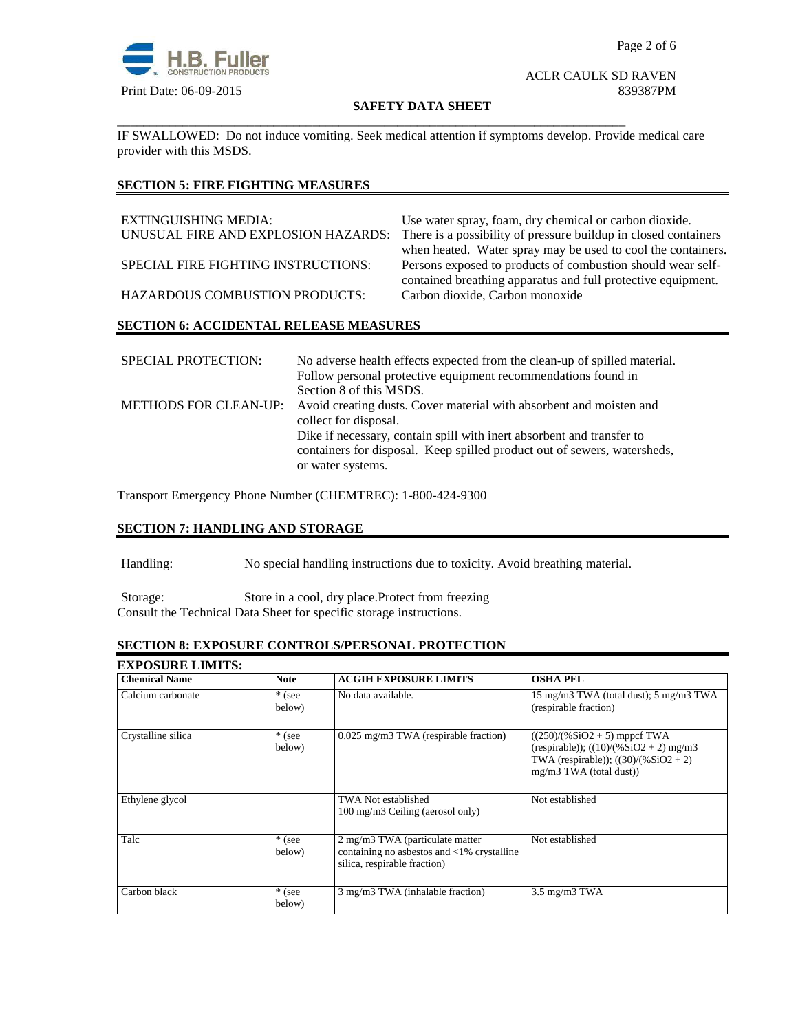IF SWALLOWED: Do not induce vomiting. Seek medical attention if symptoms develop. Provide medical care provider with this MSDS.

## SECTION 5: FIRE FIGHTING MEASURES

| | |
|---|---|
| EXTINGUISHING MEDIA: | Use water spray, foam, dry chemical or carbon dioxide. |
| UNUSUAL FIRE AND EXPLOSION HAZARDS: | There is a possibility of pressure buildup in closed containers when heated. Water spray may be used to cool the containers. |
| SPECIAL FIRE FIGHTING INSTRUCTIONS: | Persons exposed to products of combustion should wear self-contained breathing apparatus and full protective equipment. |
| HAZARDOUS COMBUSTION PRODUCTS: | Carbon dioxide, Carbon monoxide |

## SECTION 6: ACCIDENTAL RELEASE MEASURES

| | |
|---|---|
| SPECIAL PROTECTION: | No adverse health effects expected from the clean-up of spilled material. Follow personal protective equipment recommendations found in Section 8 of this MSDS. |
| METHODS FOR CLEAN-UP: | Avoid creating dusts. Cover material with absorbent and moisten and collect for disposal. Dike if necessary, contain spill with inert absorbent and transfer to containers for disposal. Keep spilled product out of sewers, watersheds, or water systems. |

Transport Emergency Phone Number (CHEMTREC): 1-800-424-9300

## SECTION 7: HANDLING AND STORAGE

Handling: No special handling instructions due to toxicity. Avoid breathing material.

Storage: Store in a cool, dry place.Protect from freezing
Consult the Technical Data Sheet for specific storage instructions.

## SECTION 8: EXPOSURE CONTROLS/PERSONAL PROTECTION

**EXPOSURE LIMITS:**

| Chemical Name | Note | ACGIH EXPOSURE LIMITS | OSHA PEL |
|---|---|---|---|
| Calcium carbonate | * (see below) | No data available. | 15 mg/m3 TWA (total dust); 5 mg/m3 TWA (respirable fraction) |
| Crystalline silica | * (see below) | 0.025 mg/m3 TWA (respirable fraction) | ((250)/(%SiO2 + 5) mppcf TWA (respirable)); ((10)/(%SiO2 + 2) mg/m3 TWA (respirable)); ((30)/(%SiO2 + 2) mg/m3 TWA (total dust)) |
| Ethylene glycol | | TWA Not established<br>100 mg/m3 Ceiling (aerosol only) | Not established |
| Talc | * (see below) | 2 mg/m3 TWA (particulate matter containing no asbestos and <1% crystalline silica, respirable fraction) | Not established |
| Carbon black | * (see below) | 3 mg/m3 TWA (inhalable fraction) | 3.5 mg/m3 TWA |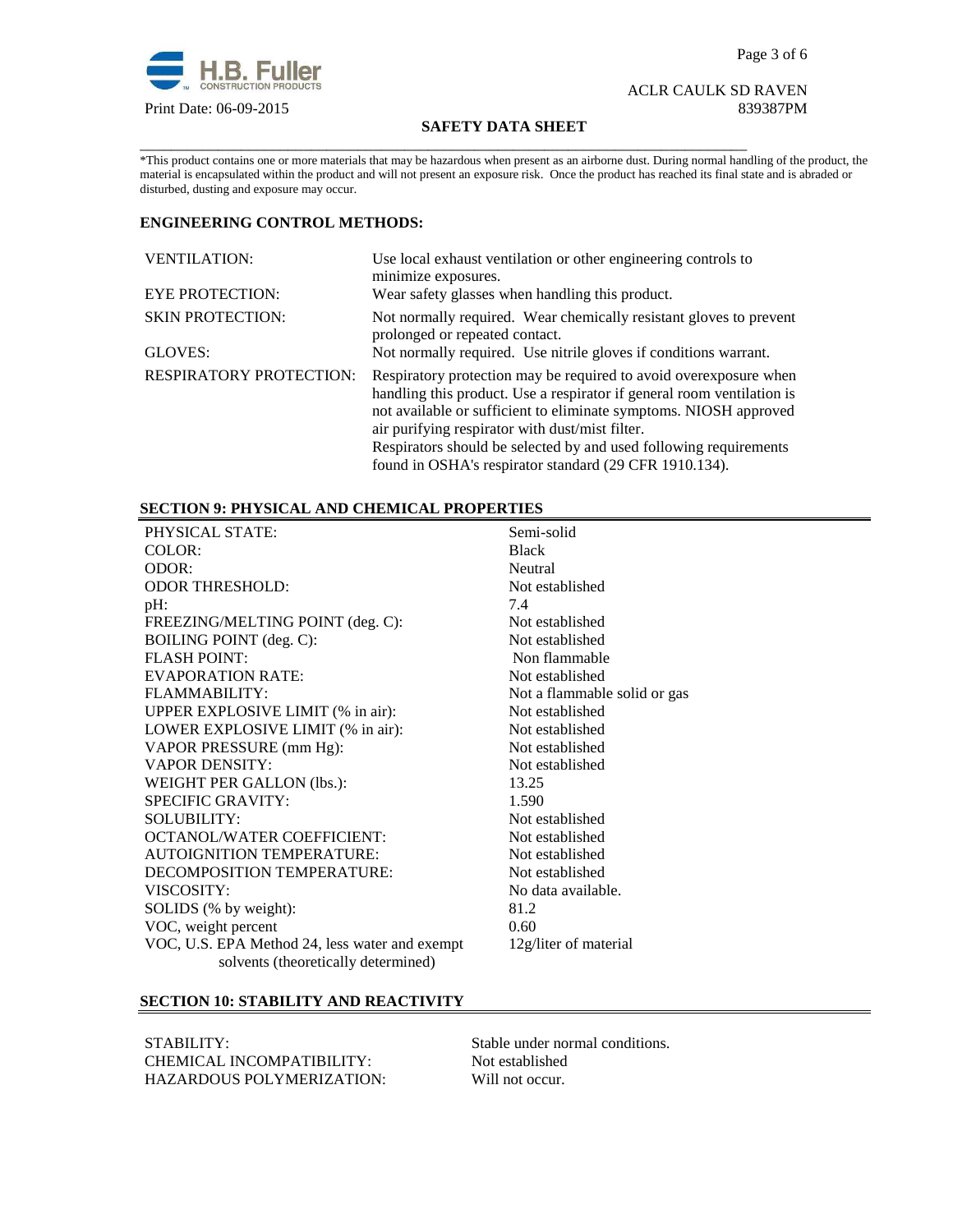*This product contains one or more materials that may be hazardous when present as an airborne dust. During normal handling of the product, the material is encapsulated within the product and will not present an exposure risk. Once the product has reached its final state and is abraded or disturbed, dusting and exposure may occur.

**ENGINEERING CONTROL METHODS:**

| | |
|---|---|
| VENTILATION: | Use local exhaust ventilation or other engineering controls to minimize exposures. |
| EYE PROTECTION: | Wear safety glasses when handling this product. |
| SKIN PROTECTION: | Not normally required. Wear chemically resistant gloves to prevent prolonged or repeated contact. |
| GLOVES: | Not normally required. Use nitrile gloves if conditions warrant. |
| RESPIRATORY PROTECTION: | Respiratory protection may be required to avoid overexposure when handling this product. Use a respirator if general room ventilation is not available or sufficient to eliminate symptoms. NIOSH approved air purifying respirator with dust/mist filter. Respirators should be selected by and used following requirements found in OSHA's respirator standard (29 CFR 1910.134). |

## SECTION 9: PHYSICAL AND CHEMICAL PROPERTIES

| | |
|---|---|
| PHYSICAL STATE: | Semi-solid |
| COLOR: | Black |
| ODOR: | Neutral |
| ODOR THRESHOLD: | Not established |
| pH: | 7.4 |
| FREEZING/MELTING POINT (deg. C): | Not established |
| BOILING POINT (deg. C): | Not established |
| FLASH POINT: | Non flammable |
| EVAPORATION RATE: | Not established |
| FLAMMABILITY: | Not a flammable solid or gas |
| UPPER EXPLOSIVE LIMIT (% in air): | Not established |
| LOWER EXPLOSIVE LIMIT (% in air): | Not established |
| VAPOR PRESSURE (mm Hg): | Not established |
| VAPOR DENSITY: | Not established |
| WEIGHT PER GALLON (lbs.): | 13.25 |
| SPECIFIC GRAVITY: | 1.590 |
| SOLUBILITY: | Not established |
| OCTANOL/WATER COEFFICIENT: | Not established |
| AUTOIGNITION TEMPERATURE: | Not established |
| DECOMPOSITION TEMPERATURE: | Not established |
| VISCOSITY: | No data available. |
| SOLIDS (% by weight): | 81.2 |
| VOC, weight percent | 0.60 |
| VOC, U.S. EPA Method 24, less water and exempt solvents (theoretically determined) | 12g/liter of material |

## SECTION 10: STABILITY AND REACTIVITY

| | |
|---|---|
| STABILITY: | Stable under normal conditions. |
| CHEMICAL INCOMPATIBILITY: | Not established |
| HAZARDOUS POLYMERIZATION: | Will not occur. |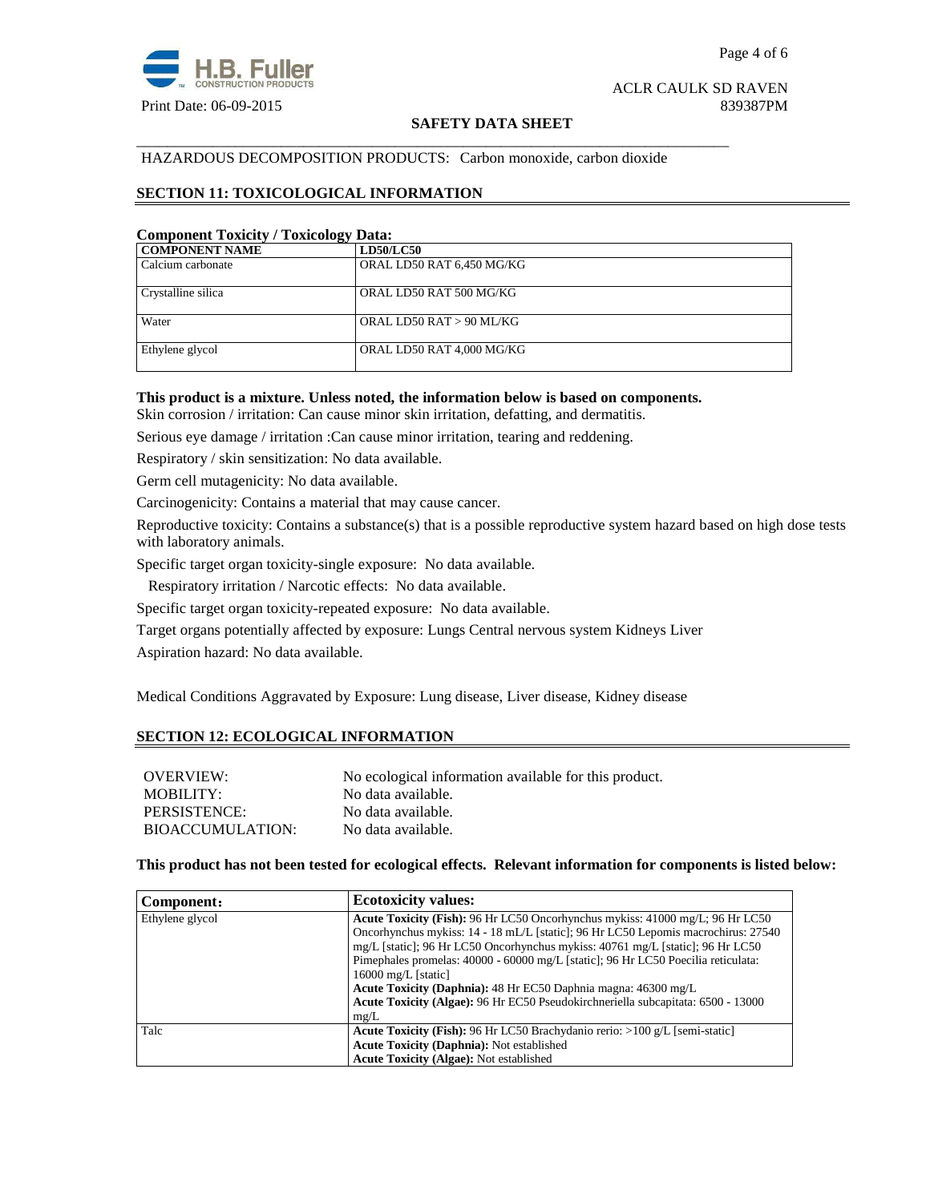HAZARDOUS DECOMPOSITION PRODUCTS: Carbon monoxide, carbon dioxide

## SECTION 11: TOXICOLOGICAL INFORMATION

**Component Toxicity / Toxicology Data:**

| COMPONENT NAME | LD50/LC50 |
|---|---|
| Calcium carbonate | ORAL LD50 RAT 6,450 MG/KG |
| Crystalline silica | ORAL LD50 RAT 500 MG/KG |
| Water | ORAL LD50 RAT > 90 ML/KG |
| Ethylene glycol | ORAL LD50 RAT 4,000 MG/KG |

**This product is a mixture. Unless noted, the information below is based on components.**

Skin corrosion / irritation: Can cause minor skin irritation, defatting, and dermatitis.

Serious eye damage / irritation :Can cause minor irritation, tearing and reddening.

Respiratory / skin sensitization: No data available.

Germ cell mutagenicity: No data available.

Carcinogenicity: Contains a material that may cause cancer.

Reproductive toxicity: Contains a substance(s) that is a possible reproductive system hazard based on high dose tests with laboratory animals.

Specific target organ toxicity-single exposure: No data available.

Respiratory irritation / Narcotic effects: No data available.

Specific target organ toxicity-repeated exposure: No data available.

Target organs potentially affected by exposure: Lungs Central nervous system Kidneys Liver

Aspiration hazard: No data available.

Medical Conditions Aggravated by Exposure: Lung disease, Liver disease, Kidney disease

## SECTION 12: ECOLOGICAL INFORMATION

| | |
|---|---|
| OVERVIEW: | No ecological information available for this product. |
| MOBILITY: | No data available. |
| PERSISTENCE: | No data available. |
| BIOACCUMULATION: | No data available. |

**This product has not been tested for ecological effects. Relevant information for components is listed below:**

| Component: | Ecotoxicity values: |
|---|---|
| Ethylene glycol | **Acute Toxicity (Fish):** 96 Hr LC50 Oncorhynchus mykiss: 41000 mg/L; 96 Hr LC50 Oncorhynchus mykiss: 14 - 18 mL/L [static]; 96 Hr LC50 Lepomis macrochirus: 27540 mg/L [static]; 96 Hr LC50 Oncorhynchus mykiss: 40761 mg/L [static]; 96 Hr LC50 Pimephales promelas: 40000 - 60000 mg/L [static]; 96 Hr LC50 Poecilia reticulata: 16000 mg/L [static]<br>**Acute Toxicity (Daphnia):** 48 Hr EC50 Daphnia magna: 46300 mg/L<br>**Acute Toxicity (Algae):** 96 Hr EC50 Pseudokirchneriella subcapitata: 6500 - 13000 mg/L |
| Talc | **Acute Toxicity (Fish):** 96 Hr LC50 Brachydanio rerio: >100 g/L [semi-static]<br>**Acute Toxicity (Daphnia):** Not established<br>**Acute Toxicity (Algae):** Not established |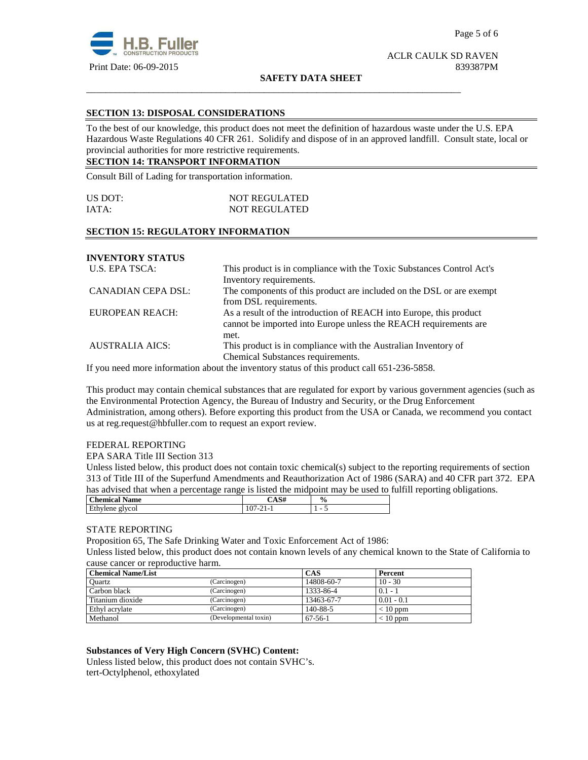## SECTION 13: DISPOSAL CONSIDERATIONS

To the best of our knowledge, this product does not meet the definition of hazardous waste under the U.S. EPA Hazardous Waste Regulations 40 CFR 261. Solidify and dispose of in an approved landfill. Consult state, local or provincial authorities for more restrictive requirements.

## SECTION 14: TRANSPORT INFORMATION

Consult Bill of Lading for transportation information.

US DOT: NOT REGULATED
IATA: NOT REGULATED

## SECTION 15: REGULATORY INFORMATION

**INVENTORY STATUS**

| | |
|---|---|
| U.S. EPA TSCA: | This product is in compliance with the Toxic Substances Control Act's Inventory requirements. |
| CANADIAN CEPA DSL: | The components of this product are included on the DSL or are exempt from DSL requirements. |
| EUROPEAN REACH: | As a result of the introduction of REACH into Europe, this product cannot be imported into Europe unless the REACH requirements are met. |
| AUSTRALIA AICS: | This product is in compliance with the Australian Inventory of Chemical Substances requirements. |

If you need more information about the inventory status of this product call 651-236-5858.

This product may contain chemical substances that are regulated for export by various government agencies (such as the Environmental Protection Agency, the Bureau of Industry and Security, or the Drug Enforcement Administration, among others). Before exporting this product from the USA or Canada, we recommend you contact us at reg.request@hbfuller.com to request an export review.

FEDERAL REPORTING

EPA SARA Title III Section 313

Unless listed below, this product does not contain toxic chemical(s) subject to the reporting requirements of section 313 of Title III of the Superfund Amendments and Reauthorization Act of 1986 (SARA) and 40 CFR part 372. EPA has advised that when a percentage range is listed the midpoint may be used to fulfill reporting obligations.

| Chemical Name | CAS# | % |
|---|---|---|
| Ethylene glycol | 107-21-1 | 1 - 5 |

STATE REPORTING

Proposition 65, The Safe Drinking Water and Toxic Enforcement Act of 1986:

Unless listed below, this product does not contain known levels of any chemical known to the State of California to cause cancer or reproductive harm.

| Chemical Name/List | | CAS | Percent |
|---|---|---|---|
| Quartz | (Carcinogen) | 14808-60-7 | 10 - 30 |
| Carbon black | (Carcinogen) | 1333-86-4 | 0.1 - 1 |
| Titanium dioxide | (Carcinogen) | 13463-67-7 | 0.01 - 0.1 |
| Ethyl acrylate | (Carcinogen) | 140-88-5 | < 10 ppm |
| Methanol | (Developmental toxin) | 67-56-1 | < 10 ppm |

**Substances of Very High Concern (SVHC) Content:**

Unless listed below, this product does not contain SVHC's.
tert-Octylphenol, ethoxylated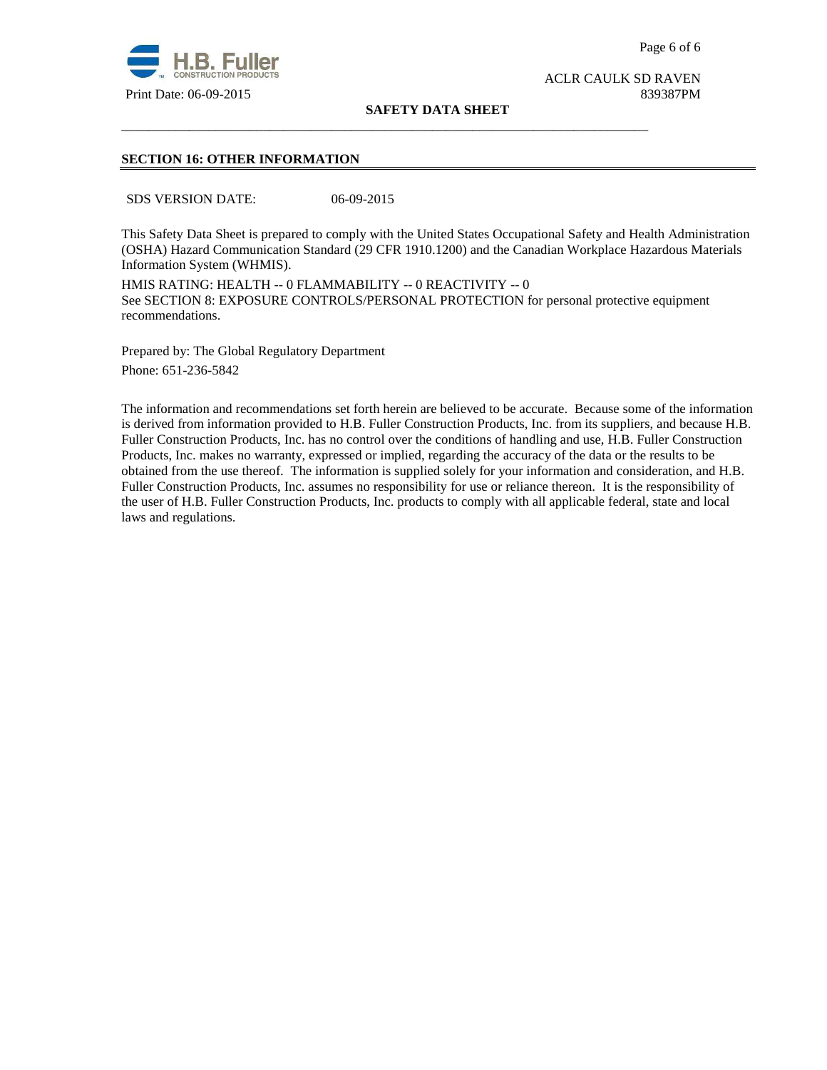## SECTION 16: OTHER INFORMATION

SDS VERSION DATE: 06-09-2015

This Safety Data Sheet is prepared to comply with the United States Occupational Safety and Health Administration (OSHA) Hazard Communication Standard (29 CFR 1910.1200) and the Canadian Workplace Hazardous Materials Information System (WHMIS).

HMIS RATING: HEALTH -- 0 FLAMMABILITY -- 0 REACTIVITY -- 0
See SECTION 8: EXPOSURE CONTROLS/PERSONAL PROTECTION for personal protective equipment recommendations.

Prepared by: The Global Regulatory Department
Phone: 651-236-5842

The information and recommendations set forth herein are believed to be accurate. Because some of the information is derived from information provided to H.B. Fuller Construction Products, Inc. from its suppliers, and because H.B. Fuller Construction Products, Inc. has no control over the conditions of handling and use, H.B. Fuller Construction Products, Inc. makes no warranty, expressed or implied, regarding the accuracy of the data or the results to be obtained from the use thereof. The information is supplied solely for your information and consideration, and H.B. Fuller Construction Products, Inc. assumes no responsibility for use or reliance thereon. It is the responsibility of the user of H.B. Fuller Construction Products, Inc. products to comply with all applicable federal, state and local laws and regulations.